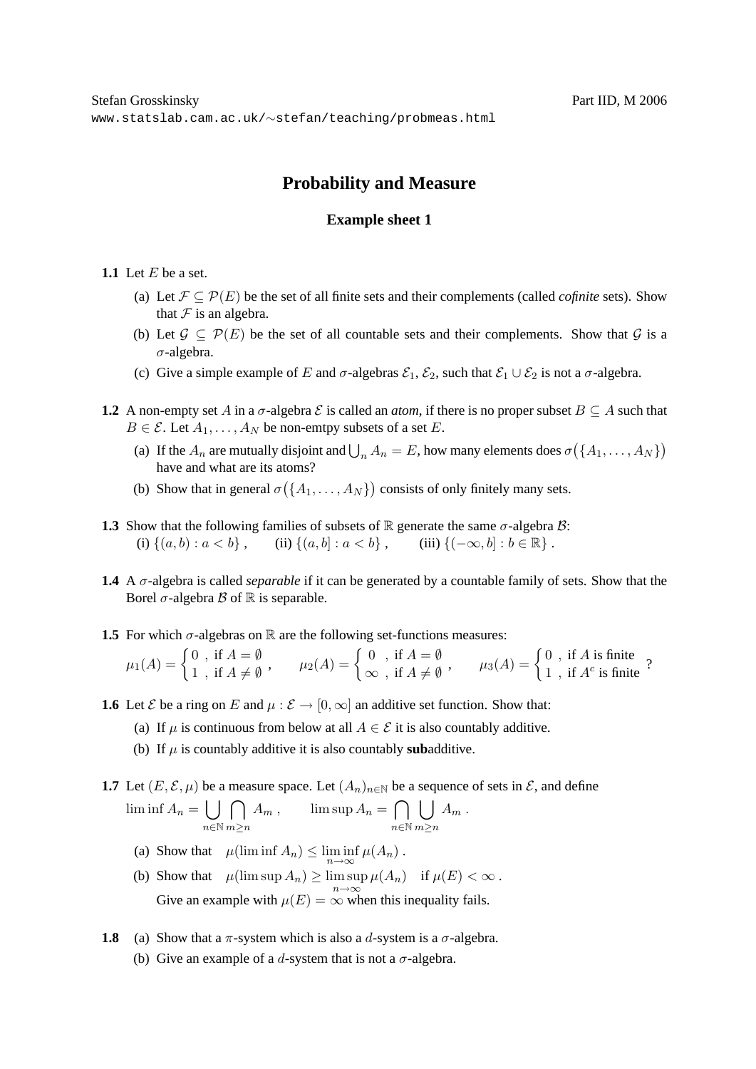Stefan Grosskinsky  Part IID, M 2006

www.statslab.cam.ac.uk/∼stefan/teaching/probmeas.html

# Probability and Measure

## Example sheet 1

**1.1** Let $E$ be a set.

(a) Let $\mathcal{F} \subseteq \mathcal{P}(E)$ be the set of all finite sets and their complements (called *cofinite* sets). Show that $\mathcal{F}$ is an algebra.

(b) Let $\mathcal{G} \subseteq \mathcal{P}(E)$ be the set of all countable sets and their complements. Show that $\mathcal{G}$ is a $\sigma$-algebra.

(c) Give a simple example of $E$ and $\sigma$-algebras $\mathcal{E}_1$, $\mathcal{E}_2$, such that $\mathcal{E}_1 \cup \mathcal{E}_2$ is not a $\sigma$-algebra.

**1.2** A non-empty set $A$ in a $\sigma$-algebra $\mathcal{E}$ is called an *atom*, if there is no proper subset $B \subseteq A$ such that $B \in \mathcal{E}$. Let $A_1, \ldots, A_N$ be non-emtpy subsets of a set $E$.

(a) If the $A_n$ are mutually disjoint and $\bigcup_n A_n = E$, how many elements does $\sigma\big(\{A_1, \ldots, A_N\}\big)$ have and what are its atoms?

(b) Show that in general $\sigma\big(\{A_1, \ldots, A_N\}\big)$ consists of only finitely many sets.

**1.3** Show that the following families of subsets of $\mathbb{R}$ generate the same $\sigma$-algebra $\mathcal{B}$:

(i) $\{(a,b) : a < b\}$ , (ii) $\{(a,b] : a < b\}$ , (iii) $\{(-\infty, b] : b \in \mathbb{R}\}$ .

**1.4** A $\sigma$-algebra is called *separable* if it can be generated by a countable family of sets. Show that the Borel $\sigma$-algebra $\mathcal{B}$ of $\mathbb{R}$ is separable.

**1.5** For which $\sigma$-algebras on $\mathbb{R}$ are the following set-functions measures:

$$\mu_1(A) = \begin{cases} 0 \ , \ \text{if } A = \emptyset \\ 1 \ , \ \text{if } A \neq \emptyset \end{cases} , \qquad \mu_2(A) = \begin{cases} 0 \ , \ \text{if } A = \emptyset \\ \infty \ , \ \text{if } A \neq \emptyset \end{cases} , \qquad \mu_3(A) = \begin{cases} 0 \ , \ \text{if } A \text{ is finite} \\ 1 \ , \ \text{if } A^c \text{ is finite} \end{cases} ?$$

**1.6** Let $\mathcal{E}$ be a ring on $E$ and $\mu : \mathcal{E} \to [0, \infty]$ an additive set function. Show that:

(a) If $\mu$ is continuous from below at all $A \in \mathcal{E}$ it is also countably additive.

(b) If $\mu$ is countably additive it is also countably **sub**additive.

**1.7** Let $(E, \mathcal{E}, \mu)$ be a measure space. Let $(A_n)_{n \in \mathbb{N}}$ be a sequence of sets in $\mathcal{E}$, and define

$$\liminf A_n = \bigcup_{n \in \mathbb{N}} \bigcap_{m \geq n} A_m \ , \qquad \limsup A_n = \bigcap_{n \in \mathbb{N}} \bigcup_{m \geq n} A_m \ .$$

(a) Show that $\mu(\liminf A_n) \leq \liminf_{n \to \infty} \mu(A_n)$ .

(b) Show that $\mu(\limsup A_n) \geq \limsup_{n \to \infty} \mu(A_n)$ if $\mu(E) < \infty$ .
Give an example with $\mu(E) = \infty$ when this inequality fails.

**1.8** (a) Show that a $\pi$-system which is also a $d$-system is a $\sigma$-algebra.

(b) Give an example of a $d$-system that is not a $\sigma$-algebra.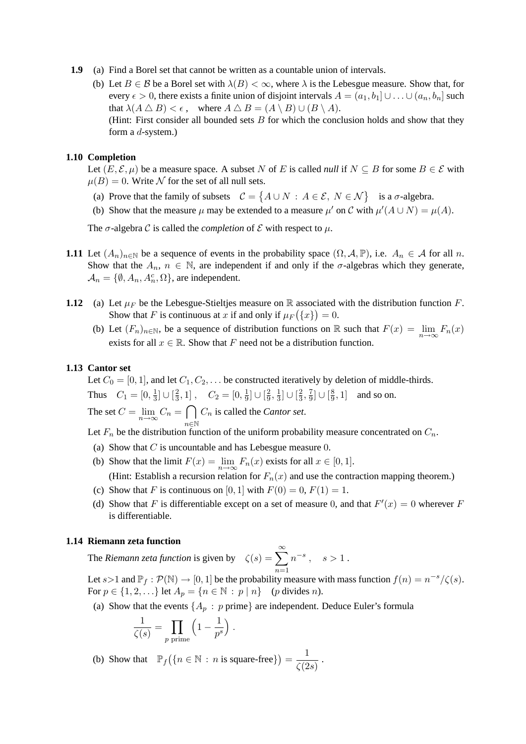**1.9** (a) Find a Borel set that cannot be written as a countable union of intervals.

(b) Let $B \in \mathcal{B}$ be a Borel set with $\lambda(B) < \infty$, where $\lambda$ is the Lebesgue measure. Show that, for every $\epsilon > 0$, there exists a finite union of disjoint intervals $A = (a_1, b_1] \cup \ldots \cup (a_n, b_n]$ such that $\lambda(A \triangle B) < \epsilon$, where $A \triangle B = (A \setminus B) \cup (B \setminus A)$.
(Hint: First consider all bounded sets $B$ for which the conclusion holds and show that they form a $d$-system.)

**1.10 Completion**

Let $(E, \mathcal{E}, \mu)$ be a measure space. A subset $N$ of $E$ is called *null* if $N \subseteq B$ for some $B \in \mathcal{E}$ with $\mu(B) = 0$. Write $\mathcal{N}$ for the set of all null sets.

(a) Prove that the family of subsets $\mathcal{C} = \{A \cup N \,:\, A \in \mathcal{E},\ N \in \mathcal{N}\}$ is a $\sigma$-algebra.

(b) Show that the measure $\mu$ may be extended to a measure $\mu'$ on $\mathcal{C}$ with $\mu'(A \cup N) = \mu(A)$.

The $\sigma$-algebra $\mathcal{C}$ is called the *completion* of $\mathcal{E}$ with respect to $\mu$.

**1.11** Let $(A_n)_{n\in\mathbb{N}}$ be a sequence of events in the probability space $(\Omega, \mathcal{A}, \mathbb{P})$, i.e. $A_n \in \mathcal{A}$ for all $n$. Show that the $A_n$, $n \in \mathbb{N}$, are independent if and only if the $\sigma$-algebras which they generate, $\mathcal{A}_n = \{\emptyset, A_n, A_n^c, \Omega\}$, are independent.

**1.12** (a) Let $\mu_F$ be the Lebesgue-Stieltjes measure on $\mathbb{R}$ associated with the distribution function $F$. Show that $F$ is continuous at $x$ if and only if $\mu_F(\{x\}) = 0$.

(b) Let $(F_n)_{n\in\mathbb{N}}$, be a sequence of distribution functions on $\mathbb{R}$ such that $F(x) = \lim_{n\to\infty} F_n(x)$ exists for all $x \in \mathbb{R}$. Show that $F$ need not be a distribution function.

**1.13 Cantor set**

Let $C_0 = [0, 1]$, and let $C_1, C_2, \ldots$ be constructed iteratively by deletion of middle-thirds.

Thus $C_1 = [0, \frac{1}{3}] \cup [\frac{2}{3}, 1]$, $C_2 = [0, \frac{1}{9}] \cup [\frac{2}{9}, \frac{1}{3}] \cup [\frac{2}{3}, \frac{7}{9}] \cup [\frac{8}{9}, 1]$ and so on.

The set $C = \lim_{n\to\infty} C_n = \bigcap_{n\in\mathbb{N}} C_n$ is called the *Cantor set*.

Let $F_n$ be the distribution function of the uniform probability measure concentrated on $C_n$.

(a) Show that $C$ is uncountable and has Lebesgue measure 0.

(b) Show that the limit $F(x) = \lim_{n\to\infty} F_n(x)$ exists for all $x \in [0, 1]$.
(Hint: Establish a recursion relation for $F_n(x)$ and use the contraction mapping theorem.)

(c) Show that $F$ is continuous on $[0, 1]$ with $F(0) = 0$, $F(1) = 1$.

(d) Show that $F$ is differentiable except on a set of measure 0, and that $F'(x) = 0$ wherever $F$ is differentiable.

**1.14 Riemann zeta function**

The *Riemann zeta function* is given by $\zeta(s) = \sum_{n=1}^{\infty} n^{-s}$, $s > 1$.

Let $s>1$ and $\mathbb{P}_f : \mathcal{P}(\mathbb{N}) \to [0, 1]$ be the probability measure with mass function $f(n) = n^{-s}/\zeta(s)$. For $p \in \{1, 2, \ldots\}$ let $A_p = \{n \in \mathbb{N} \,:\, p \mid n\}$ ($p$ divides $n$).

(a) Show that the events $\{A_p \,:\, p \text{ prime}\}$ are independent. Deduce Euler's formula

$$\frac{1}{\zeta(s)} = \prod_{p \text{ prime}} \left(1 - \frac{1}{p^s}\right).$$

(b) Show that $\mathbb{P}_f\big(\{n \in \mathbb{N} \,:\, n \text{ is square-free}\}\big) = \dfrac{1}{\zeta(2s)}$.